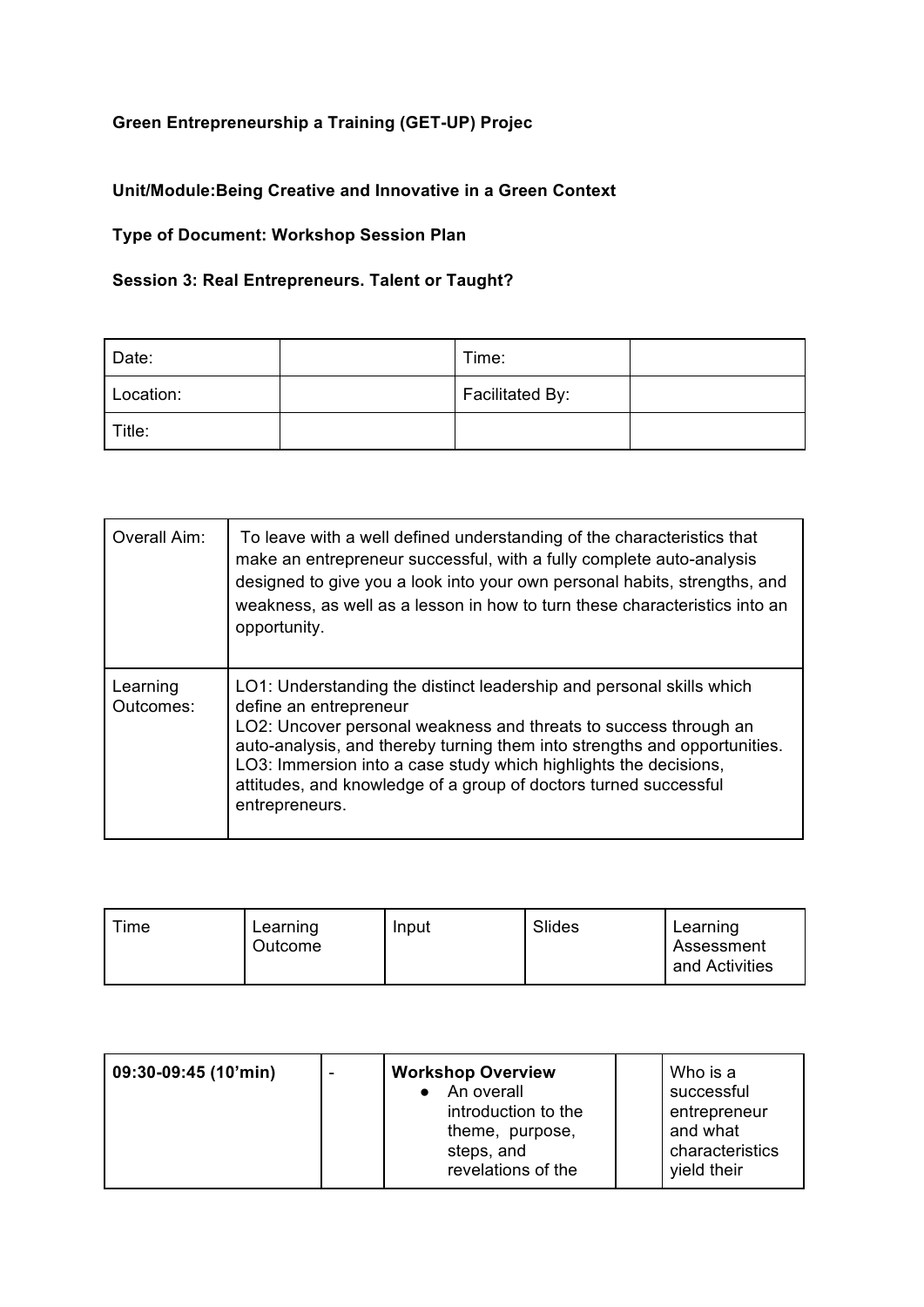**Green Entrepreneurship a Training (GET-UP) Projec**

**Unit/Module:Being Creative and Innovative in a Green Context**

**Type of Document: Workshop Session Plan**

**Session 3: Real Entrepreneurs. Talent or Taught?**

| Date: | | Time: | |
|---|---|---|---|
| Location: | | Facilitated By: | |
| Title: | | | |

| Overall Aim: | To leave with a well defined understanding of the characteristics that make an entrepreneur successful, with a fully complete auto-analysis designed to give you a look into your own personal habits, strengths, and weakness, as well as a lesson in how to turn these characteristics into an opportunity. |
|---|---|
| Learning Outcomes: | LO1: Understanding the distinct leadership and personal skills which define an entrepreneur<br>LO2: Uncover personal weakness and threats to success through an auto-analysis, and thereby turning them into strengths and opportunities.<br>LO3: Immersion into a case study which highlights the decisions, attitudes, and knowledge of a group of doctors turned successful entrepreneurs. |

| Time | Learning Outcome | Input | Slides | Learning Assessment and Activities |
|---|---|---|---|---|
| **09:30-09:45 (10'min)** | - | **Workshop Overview**<br>● An overall introduction to the theme, purpose, steps, and revelations of the | | Who is a successful entrepreneur and what characteristics yield their |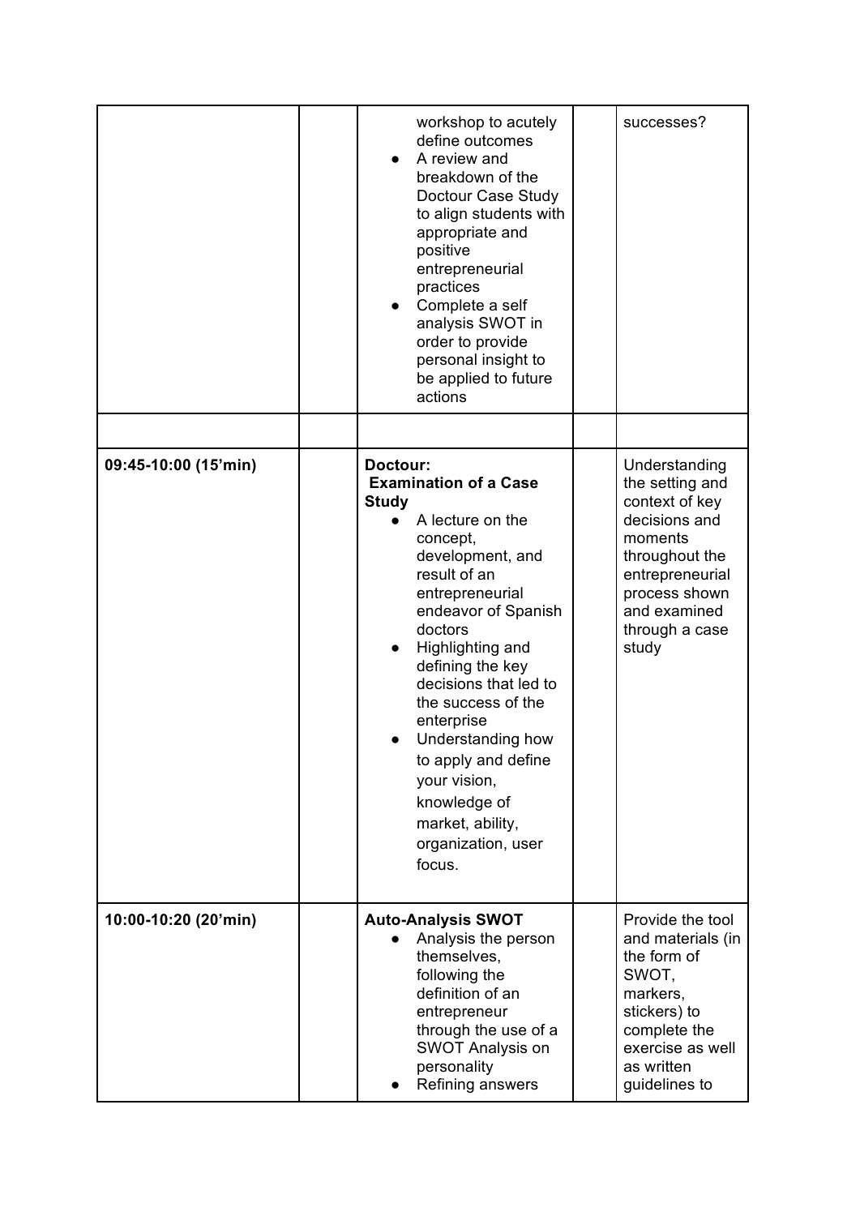| | | | | |
|---|---|---|---|---|
| | | workshop to acutely define outcomes<br>• A review and breakdown of the Doctour Case Study to align students with appropriate and positive entrepreneurial practices<br>• Complete a self analysis SWOT in order to provide personal insight to be applied to future actions | | successes? |
| | | | | |
| **09:45-10:00 (15'min)** | | **Doctour: Examination of a Case Study**<br>• A lecture on the concept, development, and result of an entrepreneurial endeavor of Spanish doctors<br>• Highlighting and defining the key decisions that led to the success of the enterprise<br>• Understanding how to apply and define your vision, knowledge of market, ability, organization, user focus. | | Understanding the setting and context of key decisions and moments throughout the entrepreneurial process shown and examined through a case study |
| **10:00-10:20 (20'min)** | | **Auto-Analysis SWOT**<br>• Analysis the person themselves, following the definition of an entrepreneur through the use of a SWOT Analysis on personality<br>• Refining answers | | Provide the tool and materials (in the form of SWOT, markers, stickers) to complete the exercise as well as written guidelines to |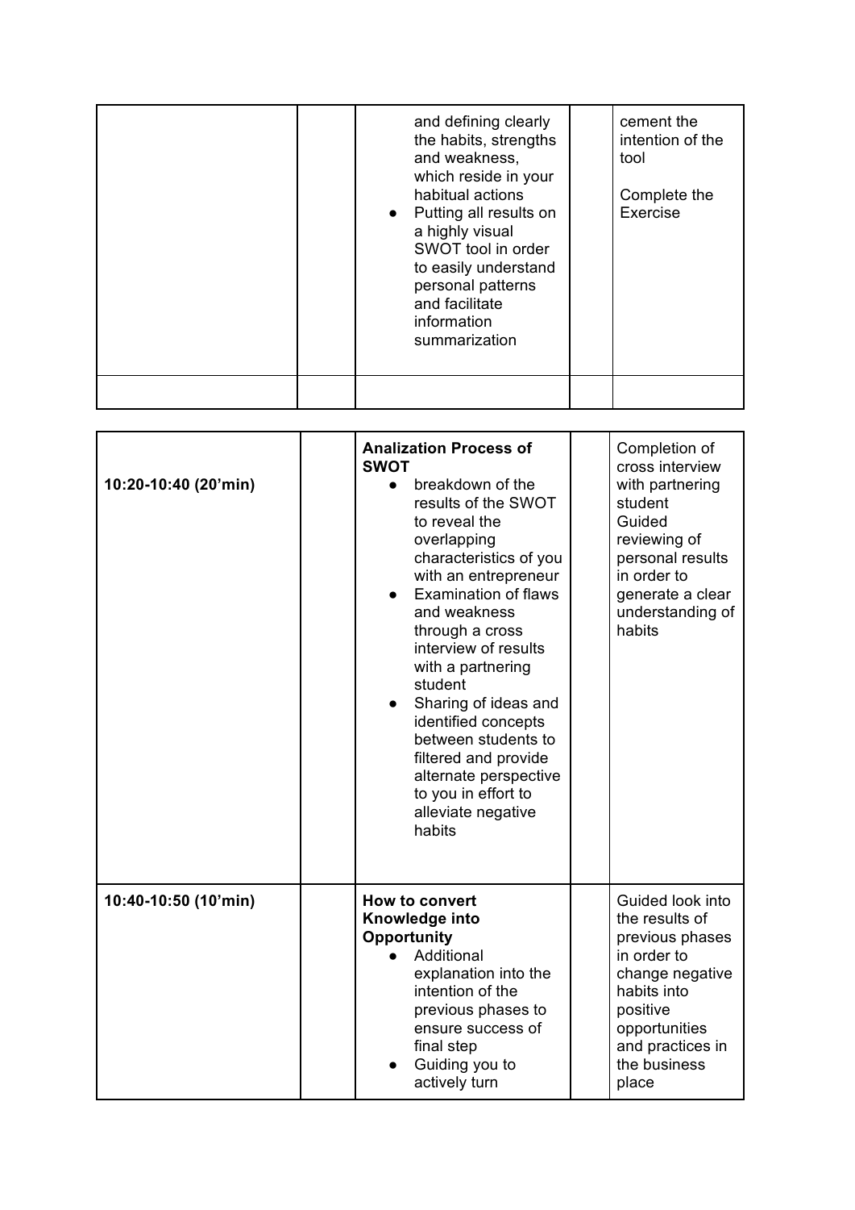| | | | | |
|---|---|---|---|---|
| | | and defining clearly the habits, strengths and weakness, which reside in your habitual actions<br>• Putting all results on a highly visual SWOT tool in order to easily understand personal patterns and facilitate information summarization | | cement the intention of the tool<br><br>Complete the Exercise |
| | | | | |

| | | | | |
|---|---|---|---|---|
| **10:20-10:40 (20'min)** | | **Analization Process of SWOT**<br>• breakdown of the results of the SWOT to reveal the overlapping characteristics of you with an entrepreneur<br>• Examination of flaws and weakness through a cross interview of results with a partnering student<br>• Sharing of ideas and identified concepts between students to filtered and provide alternate perspective to you in effort to alleviate negative habits | | Completion of cross interview with partnering student<br>Guided reviewing of personal results in order to generate a clear understanding of habits |
| **10:40-10:50 (10'min)** | | **How to convert Knowledge into Opportunity**<br>• Additional explanation into the intention of the previous phases to ensure success of final step<br>• Guiding you to actively turn | | Guided look into the results of previous phases in order to change negative habits into positive opportunities and practices in the business place |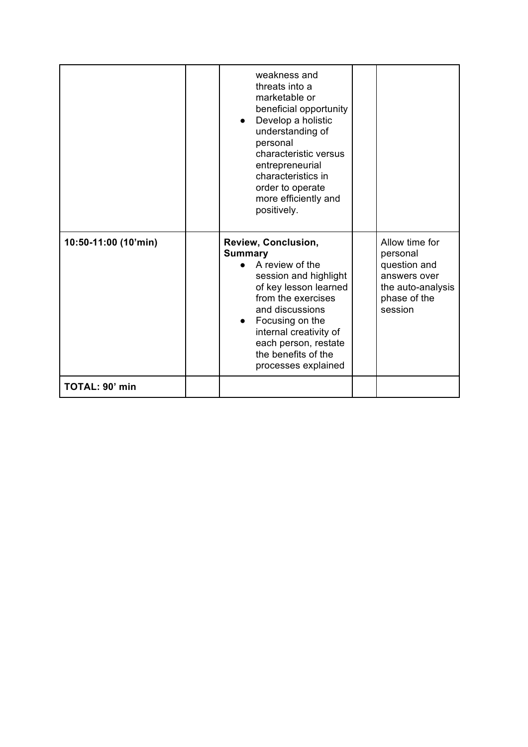| | | | | |
|---|---|---|---|---|
| | | weakness and threats into a marketable or beneficial opportunity<br>● Develop a holistic understanding of personal characteristic versus entrepreneurial characteristics in order to operate more efficiently and positively. | | |
| **10:50-11:00 (10'min)** | | **Review, Conclusion, Summary**<br>● A review of the session and highlight of key lesson learned from the exercises and discussions<br>● Focusing on the internal creativity of each person, restate the benefits of the processes explained | | Allow time for personal question and answers over the auto-analysis phase of the session |
| **TOTAL: 90' min** | | | | |